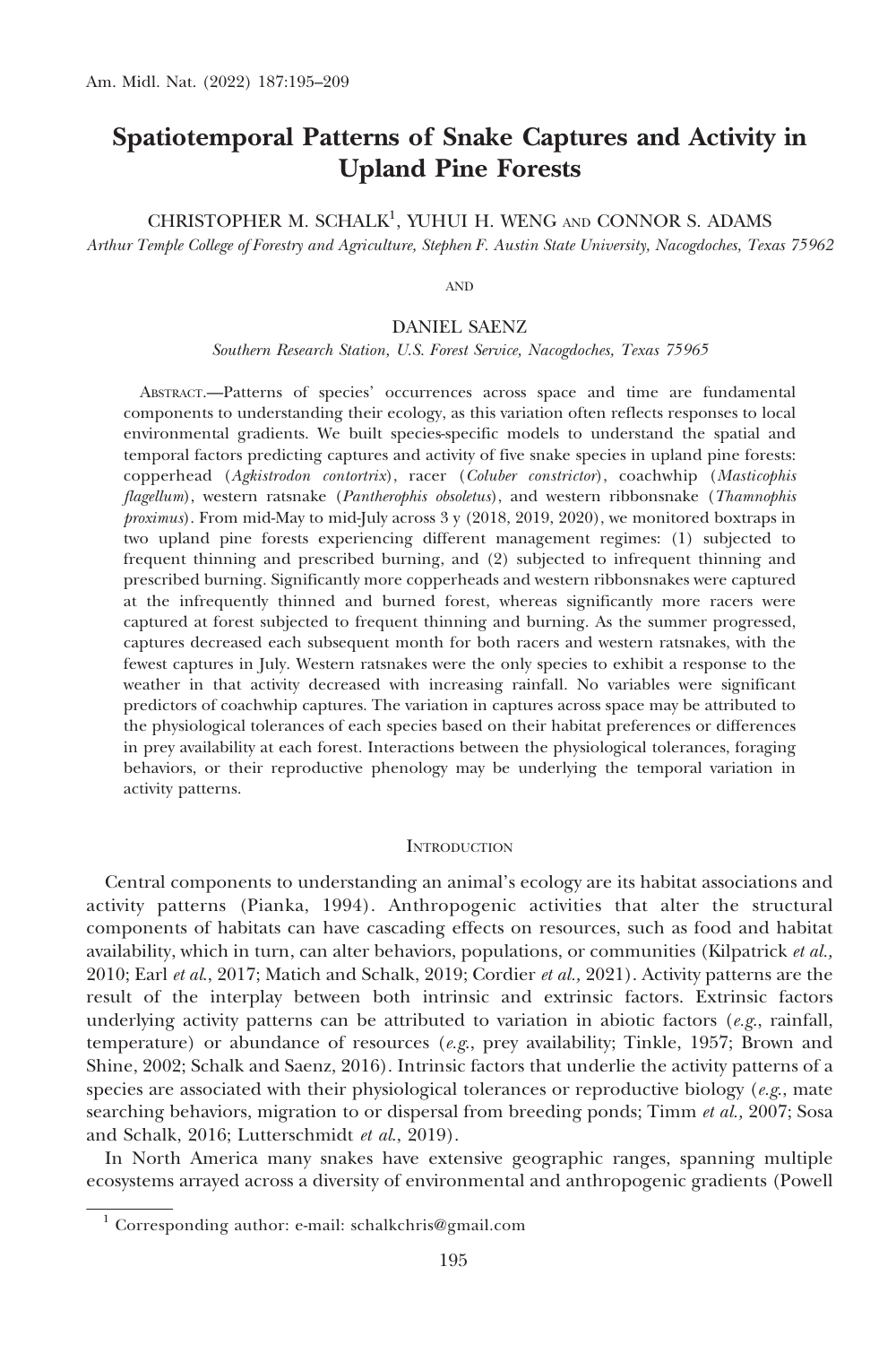# Spatiotemporal Patterns of Snake Captures and Activity in Upland Pine Forests

CHRISTOPHER M. SCHALK[1], YUHUI H. WENG AND CONNOR S. ADAMS

*Arthur Temple College of Forestry and Agriculture, Stephen F. Austin State University, Nacogdoches, Texas 75962*

AND

DANIEL SAENZ

*Southern Research Station, U.S. Forest Service, Nacogdoches, Texas 75965*

ABSTRACT.—Patterns of species' occurrences across space and time are fundamental components to understanding their ecology, as this variation often reflects responses to local environmental gradients. We built species-specific models to understand the spatial and temporal factors predicting captures and activity of five snake species in upland pine forests: copperhead (*Agkistrodon contortrix*), racer (*Coluber constrictor*), coachwhip (*Masticophis flagellum*), western ratsnake (*Pantherophis obsoletus*), and western ribbonsnake (*Thamnophis proximus*). From mid-May to mid-July across 3 y (2018, 2019, 2020), we monitored boxtraps in two upland pine forests experiencing different management regimes: (1) subjected to frequent thinning and prescribed burning, and (2) subjected to infrequent thinning and prescribed burning. Significantly more copperheads and western ribbonsnakes were captured at the infrequently thinned and burned forest, whereas significantly more racers were captured at forest subjected to frequent thinning and burning. As the summer progressed, captures decreased each subsequent month for both racers and western ratsnakes, with the fewest captures in July. Western ratsnakes were the only species to exhibit a response to the weather in that activity decreased with increasing rainfall. No variables were significant predictors of coachwhip captures. The variation in captures across space may be attributed to the physiological tolerances of each species based on their habitat preferences or differences in prey availability at each forest. Interactions between the physiological tolerances, foraging behaviors, or their reproductive phenology may be underlying the temporal variation in activity patterns.

## INTRODUCTION

Central components to understanding an animal's ecology are its habitat associations and activity patterns (Pianka, 1994). Anthropogenic activities that alter the structural components of habitats can have cascading effects on resources, such as food and habitat availability, which in turn, can alter behaviors, populations, or communities (Kilpatrick *et al.,* 2010; Earl *et al.*, 2017; Matich and Schalk, 2019; Cordier *et al.,* 2021). Activity patterns are the result of the interplay between both intrinsic and extrinsic factors. Extrinsic factors underlying activity patterns can be attributed to variation in abiotic factors (*e.g.*, rainfall, temperature) or abundance of resources (*e.g.*, prey availability; Tinkle, 1957; Brown and Shine, 2002; Schalk and Saenz, 2016). Intrinsic factors that underlie the activity patterns of a species are associated with their physiological tolerances or reproductive biology (*e.g.*, mate searching behaviors, migration to or dispersal from breeding ponds; Timm *et al.,* 2007; Sosa and Schalk, 2016; Lutterschmidt *et al.*, 2019).

In North America many snakes have extensive geographic ranges, spanning multiple ecosystems arrayed across a diversity of environmental and anthropogenic gradients (Powell

[1] Corresponding author: e-mail: schalkchris@gmail.com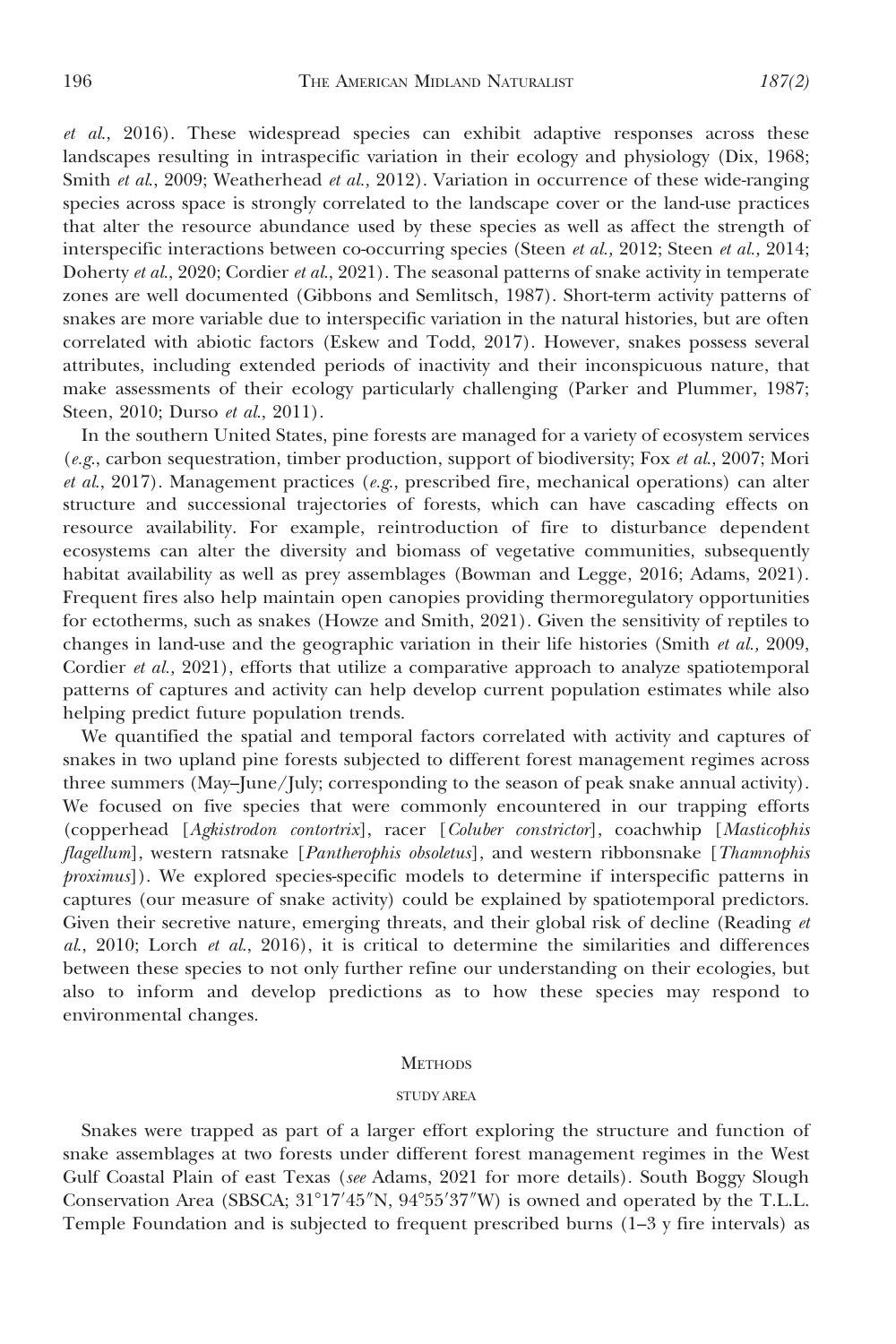*et al.*, 2016). These widespread species can exhibit adaptive responses across these landscapes resulting in intraspecific variation in their ecology and physiology (Dix, 1968; Smith *et al.*, 2009; Weatherhead *et al.,* 2012). Variation in occurrence of these wide-ranging species across space is strongly correlated to the landscape cover or the land-use practices that alter the resource abundance used by these species as well as affect the strength of interspecific interactions between co-occurring species (Steen *et al.,* 2012; Steen *et al.,* 2014; Doherty *et al.*, 2020; Cordier *et al.*, 2021). The seasonal patterns of snake activity in temperate zones are well documented (Gibbons and Semlitsch, 1987). Short-term activity patterns of snakes are more variable due to interspecific variation in the natural histories, but are often correlated with abiotic factors (Eskew and Todd, 2017). However, snakes possess several attributes, including extended periods of inactivity and their inconspicuous nature, that make assessments of their ecology particularly challenging (Parker and Plummer, 1987; Steen, 2010; Durso *et al.*, 2011).

In the southern United States, pine forests are managed for a variety of ecosystem services (*e.g.*, carbon sequestration, timber production, support of biodiversity; Fox *et al.*, 2007; Mori *et al.*, 2017). Management practices (*e.g.*, prescribed fire, mechanical operations) can alter structure and successional trajectories of forests, which can have cascading effects on resource availability. For example, reintroduction of fire to disturbance dependent ecosystems can alter the diversity and biomass of vegetative communities, subsequently habitat availability as well as prey assemblages (Bowman and Legge, 2016; Adams, 2021). Frequent fires also help maintain open canopies providing thermoregulatory opportunities for ectotherms, such as snakes (Howze and Smith, 2021). Given the sensitivity of reptiles to changes in land-use and the geographic variation in their life histories (Smith *et al.,* 2009, Cordier *et al.,* 2021), efforts that utilize a comparative approach to analyze spatiotemporal patterns of captures and activity can help develop current population estimates while also helping predict future population trends.

We quantified the spatial and temporal factors correlated with activity and captures of snakes in two upland pine forests subjected to different forest management regimes across three summers (May–June/July; corresponding to the season of peak snake annual activity). We focused on five species that were commonly encountered in our trapping efforts (copperhead [*Agkistrodon contortrix*], racer [*Coluber constrictor*], coachwhip [*Masticophis flagellum*], western ratsnake [*Pantherophis obsoletus*], and western ribbonsnake [*Thamnophis proximus*]). We explored species-specific models to determine if interspecific patterns in captures (our measure of snake activity) could be explained by spatiotemporal predictors. Given their secretive nature, emerging threats, and their global risk of decline (Reading *et al.*, 2010; Lorch *et al.*, 2016), it is critical to determine the similarities and differences between these species to not only further refine our understanding on their ecologies, but also to inform and develop predictions as to how these species may respond to environmental changes.

## Methods

### Study area

Snakes were trapped as part of a larger effort exploring the structure and function of snake assemblages at two forests under different forest management regimes in the West Gulf Coastal Plain of east Texas (*see* Adams, 2021 for more details). South Boggy Slough Conservation Area (SBSCA; 31°17′45″N, 94°55′37″W) is owned and operated by the T.L.L. Temple Foundation and is subjected to frequent prescribed burns (1–3 y fire intervals) as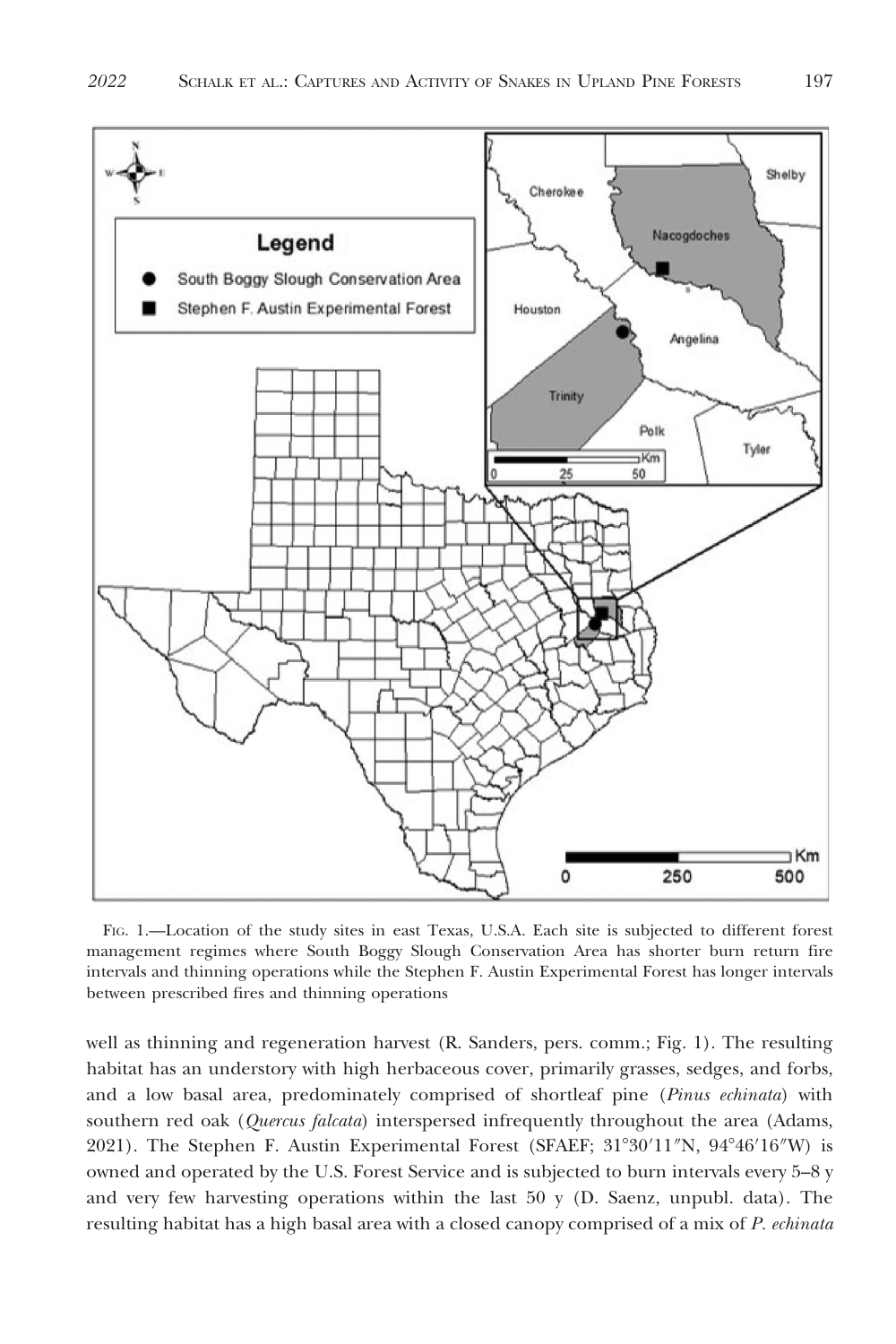FIG. 1.—Location of the study sites in east Texas, U.S.A. Each site is subjected to different forest management regimes where South Boggy Slough Conservation Area has shorter burn return fire intervals and thinning operations while the Stephen F. Austin Experimental Forest has longer intervals between prescribed fires and thinning operations

well as thinning and regeneration harvest (R. Sanders, pers. comm.; Fig. 1). The resulting habitat has an understory with high herbaceous cover, primarily grasses, sedges, and forbs, and a low basal area, predominately comprised of shortleaf pine (*Pinus echinata*) with southern red oak (*Quercus falcata*) interspersed infrequently throughout the area (Adams, 2021). The Stephen F. Austin Experimental Forest (SFAEF; 31°30′11″N, 94°46′16″W) is owned and operated by the U.S. Forest Service and is subjected to burn intervals every 5–8 y and very few harvesting operations within the last 50 y (D. Saenz, unpubl. data). The resulting habitat has a high basal area with a closed canopy comprised of a mix of *P. echinata*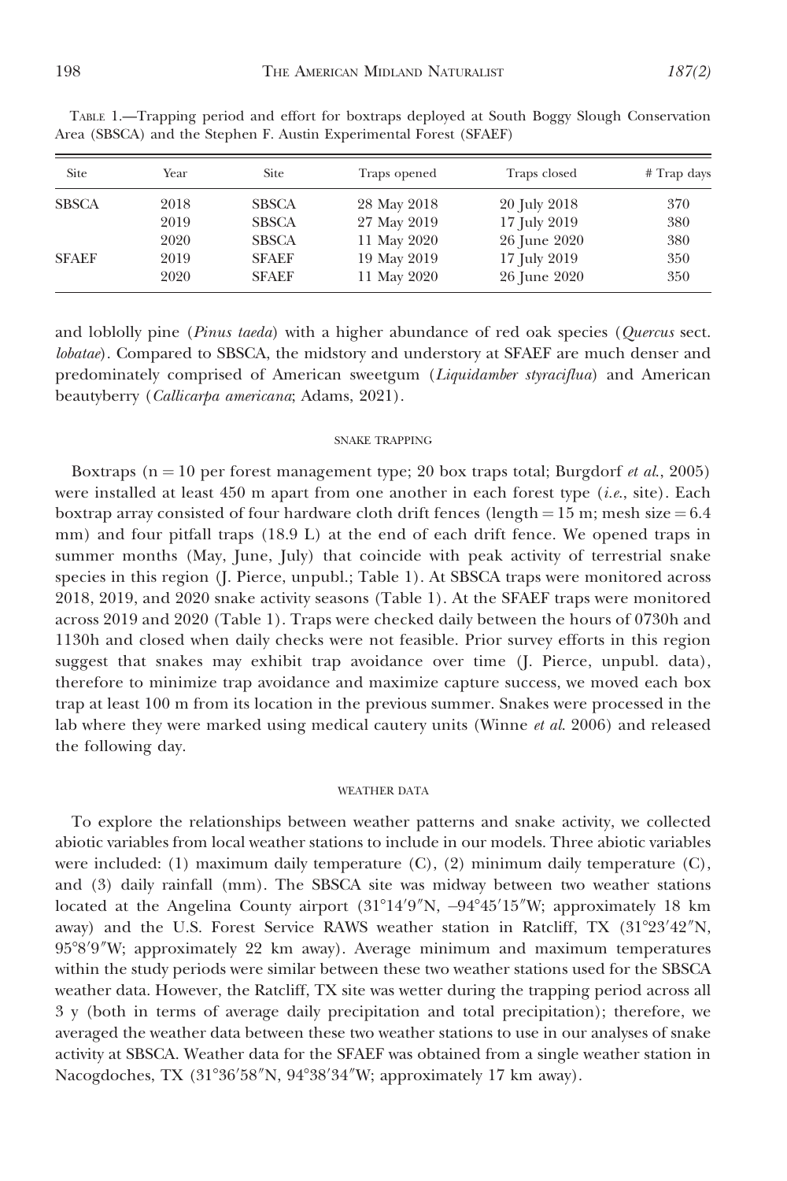TABLE 1.—Trapping period and effort for boxtraps deployed at South Boggy Slough Conservation Area (SBSCA) and the Stephen F. Austin Experimental Forest (SFAEF)

| Site | Year | Site | Traps opened | Traps closed | # Trap days |
|---|---|---|---|---|---|
| SBSCA | 2018 | SBSCA | 28 May 2018 | 20 July 2018 | 370 |
| | 2019 | SBSCA | 27 May 2019 | 17 July 2019 | 380 |
| | 2020 | SBSCA | 11 May 2020 | 26 June 2020 | 380 |
| SFAEF | 2019 | SFAEF | 19 May 2019 | 17 July 2019 | 350 |
| | 2020 | SFAEF | 11 May 2020 | 26 June 2020 | 350 |

and loblolly pine (*Pinus taeda*) with a higher abundance of red oak species (*Quercus* sect. *lobatae*). Compared to SBSCA, the midstory and understory at SFAEF are much denser and predominately comprised of American sweetgum (*Liquidamber styraciflua*) and American beautyberry (*Callicarpa americana*; Adams, 2021).

### SNAKE TRAPPING

Boxtraps (n = 10 per forest management type; 20 box traps total; Burgdorf *et al.*, 2005) were installed at least 450 m apart from one another in each forest type (*i.e.*, site). Each boxtrap array consisted of four hardware cloth drift fences (length = 15 m; mesh size = 6.4 mm) and four pitfall traps (18.9 L) at the end of each drift fence. We opened traps in summer months (May, June, July) that coincide with peak activity of terrestrial snake species in this region (J. Pierce, unpubl.; Table 1). At SBSCA traps were monitored across 2018, 2019, and 2020 snake activity seasons (Table 1). At the SFAEF traps were monitored across 2019 and 2020 (Table 1). Traps were checked daily between the hours of 0730h and 1130h and closed when daily checks were not feasible. Prior survey efforts in this region suggest that snakes may exhibit trap avoidance over time (J. Pierce, unpubl. data), therefore to minimize trap avoidance and maximize capture success, we moved each box trap at least 100 m from its location in the previous summer. Snakes were processed in the lab where they were marked using medical cautery units (Winne *et al.* 2006) and released the following day.

### WEATHER DATA

To explore the relationships between weather patterns and snake activity, we collected abiotic variables from local weather stations to include in our models. Three abiotic variables were included: (1) maximum daily temperature (C), (2) minimum daily temperature (C), and (3) daily rainfall (mm). The SBSCA site was midway between two weather stations located at the Angelina County airport (31°14′9″N, −94°45′15″W; approximately 18 km away) and the U.S. Forest Service RAWS weather station in Ratcliff, TX (31°23′42″N, 95°8′9″W; approximately 22 km away). Average minimum and maximum temperatures within the study periods were similar between these two weather stations used for the SBSCA weather data. However, the Ratcliff, TX site was wetter during the trapping period across all 3 y (both in terms of average daily precipitation and total precipitation); therefore, we averaged the weather data between these two weather stations to use in our analyses of snake activity at SBSCA. Weather data for the SFAEF was obtained from a single weather station in Nacogdoches, TX (31°36′58″N, 94°38′34″W; approximately 17 km away).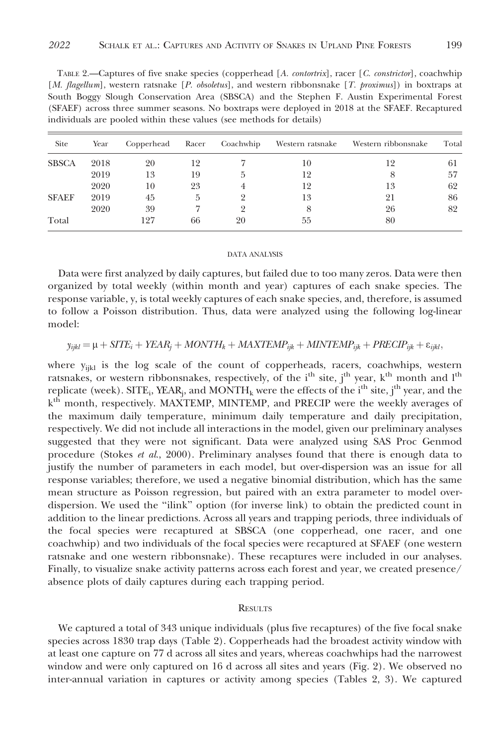TABLE 2.—Captures of five snake species (copperhead [*A. contortrix*], racer [*C. constrictor*], coachwhip [*M. flagellum*], western ratsnake [*P. obsoletus*], and western ribbonsnake [*T. proximus*]) in boxtraps at South Boggy Slough Conservation Area (SBSCA) and the Stephen F. Austin Experimental Forest (SFAEF) across three summer seasons. No boxtraps were deployed in 2018 at the SFAEF. Recaptured individuals are pooled within these values (see methods for details)

| Site | Year | Copperhead | Racer | Coachwhip | Western ratsnake | Western ribbonsnake | Total |
|---|---|---|---|---|---|---|---|
| SBSCA | 2018 | 20 | 12 | 7 | 10 | 12 | 61 |
| | 2019 | 13 | 19 | 5 | 12 | 8 | 57 |
| | 2020 | 10 | 23 | 4 | 12 | 13 | 62 |
| SFAEF | 2019 | 45 | 5 | 2 | 13 | 21 | 86 |
| | 2020 | 39 | 7 | 2 | 8 | 26 | 82 |
| Total | | 127 | 66 | 20 | 55 | 80 | |

#### DATA ANALYSIS

Data were first analyzed by daily captures, but failed due to too many zeros. Data were then organized by total weekly (within month and year) captures of each snake species. The response variable, y, is total weekly captures of each snake species, and, therefore, is assumed to follow a Poisson distribution. Thus, data were analyzed using the following log-linear model:

$$y_{ijkl} = \mu + SITE_i + YEAR_j + MONTH_k + MAXTEMP_{ijk} + MINTEMP_{ijk} + PRECIP_{ijk} + \varepsilon_{ijkl},$$

where $y_{ijkl}$ is the log scale of the count of copperheads, racers, coachwhips, western ratsnakes, or western ribbonsnakes, respectively, of the $i^{th}$ site, $j^{th}$ year, $k^{th}$ month and $l^{th}$ replicate (week). $SITE_i$, $YEAR_j$, and $MONTH_k$ were the effects of the $i^{th}$ site, $j^{th}$ year, and the $k^{th}$ month, respectively. MAXTEMP, MINTEMP, and PRECIP were the weekly averages of the maximum daily temperature, minimum daily temperature and daily precipitation, respectively. We did not include all interactions in the model, given our preliminary analyses suggested that they were not significant. Data were analyzed using SAS Proc Genmod procedure (Stokes *et al.*, 2000). Preliminary analyses found that there is enough data to justify the number of parameters in each model, but over-dispersion was an issue for all response variables; therefore, we used a negative binomial distribution, which has the same mean structure as Poisson regression, but paired with an extra parameter to model over-dispersion. We used the "ilink" option (for inverse link) to obtain the predicted count in addition to the linear predictions. Across all years and trapping periods, three individuals of the focal species were recaptured at SBSCA (one copperhead, one racer, and one coachwhip) and two individuals of the focal species were recaptured at SFAEF (one western ratsnake and one western ribbonsnake). These recaptures were included in our analyses. Finally, to visualize snake activity patterns across each forest and year, we created presence/absence plots of daily captures during each trapping period.

## RESULTS

We captured a total of 343 unique individuals (plus five recaptures) of the five focal snake species across 1830 trap days (Table 2). Copperheads had the broadest activity window with at least one capture on 77 d across all sites and years, whereas coachwhips had the narrowest window and were only captured on 16 d across all sites and years (Fig. 2). We observed no inter-annual variation in captures or activity among species (Tables 2, 3). We captured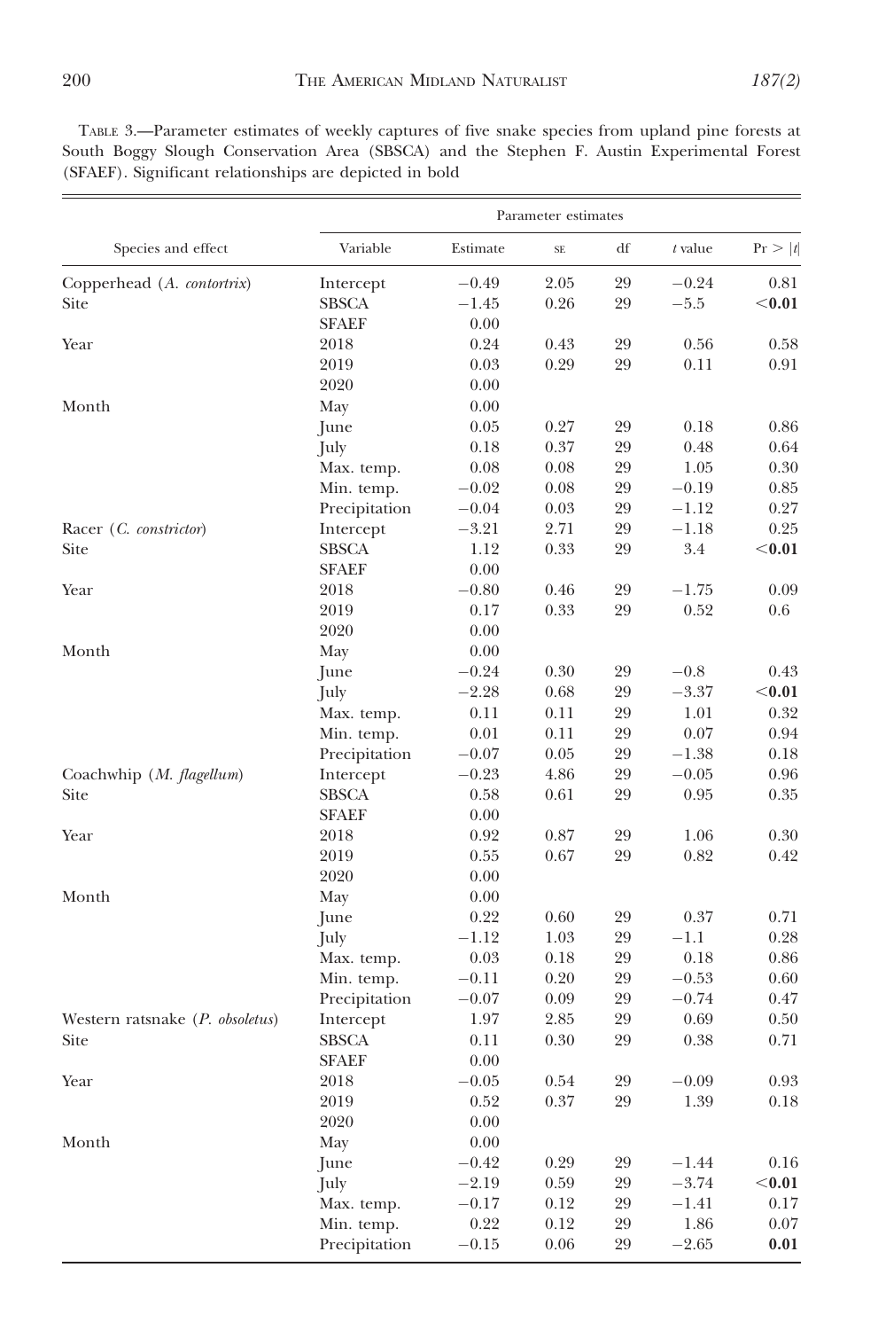TABLE 3.—Parameter estimates of weekly captures of five snake species from upland pine forests at South Boggy Slough Conservation Area (SBSCA) and the Stephen F. Austin Experimental Forest (SFAEF). Significant relationships are depicted in bold

| Species and effect | Parameter estimates | | | | | |
|---|---|---|---|---|---|---|
| | Variable | Estimate | SE | df | *t* value | Pr > \|*t*\| |
| Copperhead (*A. contortrix*) | Intercept | −0.49 | 2.05 | 29 | −0.24 | 0.81 |
| Site | SBSCA | −1.45 | 0.26 | 29 | −5.5 | **<0.01** |
| | SFAEF | 0.00 | | | | |
| Year | 2018 | 0.24 | 0.43 | 29 | 0.56 | 0.58 |
| | 2019 | 0.03 | 0.29 | 29 | 0.11 | 0.91 |
| | 2020 | 0.00 | | | | |
| Month | May | 0.00 | | | | |
| | June | 0.05 | 0.27 | 29 | 0.18 | 0.86 |
| | July | 0.18 | 0.37 | 29 | 0.48 | 0.64 |
| | Max. temp. | 0.08 | 0.08 | 29 | 1.05 | 0.30 |
| | Min. temp. | −0.02 | 0.08 | 29 | −0.19 | 0.85 |
| | Precipitation | −0.04 | 0.03 | 29 | −1.12 | 0.27 |
| Racer (*C. constrictor*) | Intercept | −3.21 | 2.71 | 29 | −1.18 | 0.25 |
| Site | SBSCA | 1.12 | 0.33 | 29 | 3.4 | **<0.01** |
| | SFAEF | 0.00 | | | | |
| Year | 2018 | −0.80 | 0.46 | 29 | −1.75 | 0.09 |
| | 2019 | 0.17 | 0.33 | 29 | 0.52 | 0.6 |
| | 2020 | 0.00 | | | | |
| Month | May | 0.00 | | | | |
| | June | −0.24 | 0.30 | 29 | −0.8 | 0.43 |
| | July | −2.28 | 0.68 | 29 | −3.37 | **<0.01** |
| | Max. temp. | 0.11 | 0.11 | 29 | 1.01 | 0.32 |
| | Min. temp. | 0.01 | 0.11 | 29 | 0.07 | 0.94 |
| | Precipitation | −0.07 | 0.05 | 29 | −1.38 | 0.18 |
| Coachwhip (*M. flagellum*) | Intercept | −0.23 | 4.86 | 29 | −0.05 | 0.96 |
| Site | SBSCA | 0.58 | 0.61 | 29 | 0.95 | 0.35 |
| | SFAEF | 0.00 | | | | |
| Year | 2018 | 0.92 | 0.87 | 29 | 1.06 | 0.30 |
| | 2019 | 0.55 | 0.67 | 29 | 0.82 | 0.42 |
| | 2020 | 0.00 | | | | |
| Month | May | 0.00 | | | | |
| | June | 0.22 | 0.60 | 29 | 0.37 | 0.71 |
| | July | −1.12 | 1.03 | 29 | −1.1 | 0.28 |
| | Max. temp. | 0.03 | 0.18 | 29 | 0.18 | 0.86 |
| | Min. temp. | −0.11 | 0.20 | 29 | −0.53 | 0.60 |
| | Precipitation | −0.07 | 0.09 | 29 | −0.74 | 0.47 |
| Western ratsnake (*P. obsoletus*) | Intercept | 1.97 | 2.85 | 29 | 0.69 | 0.50 |
| Site | SBSCA | 0.11 | 0.30 | 29 | 0.38 | 0.71 |
| | SFAEF | 0.00 | | | | |
| Year | 2018 | −0.05 | 0.54 | 29 | −0.09 | 0.93 |
| | 2019 | 0.52 | 0.37 | 29 | 1.39 | 0.18 |
| | 2020 | 0.00 | | | | |
| Month | May | 0.00 | | | | |
| | June | −0.42 | 0.29 | 29 | −1.44 | 0.16 |
| | July | −2.19 | 0.59 | 29 | −3.74 | **<0.01** |
| | Max. temp. | −0.17 | 0.12 | 29 | −1.41 | 0.17 |
| | Min. temp. | 0.22 | 0.12 | 29 | 1.86 | 0.07 |
| | Precipitation | −0.15 | 0.06 | 29 | −2.65 | **0.01** |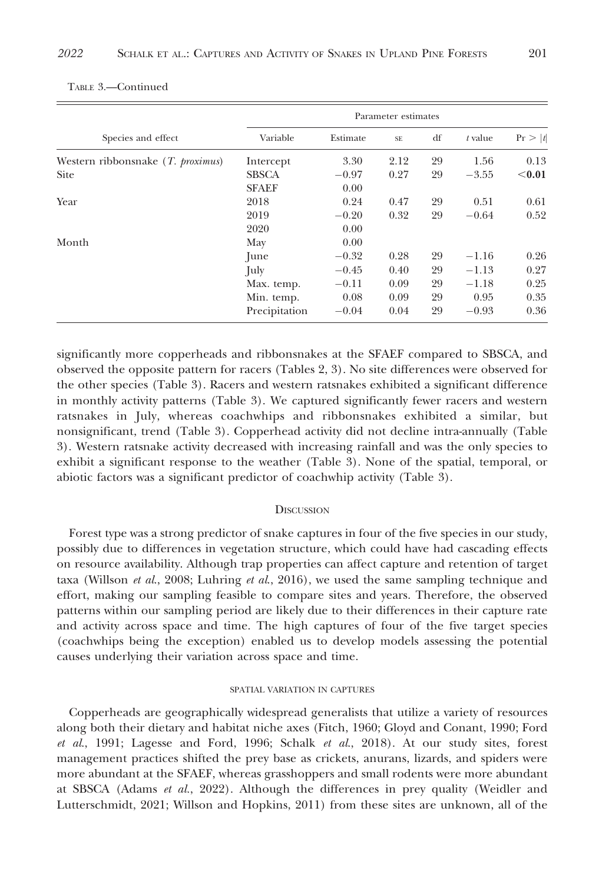TABLE 3.—Continued

| Species and effect | Parameter estimates | | | | | |
|---|---|---|---|---|---|---|
| | Variable | Estimate | SE | df | *t* value | Pr > \|*t*\| |
| Western ribbonsnake (*T. proximus*) | Intercept | 3.30 | 2.12 | 29 | 1.56 | 0.13 |
| Site | SBSCA | −0.97 | 0.27 | 29 | −3.55 | **<0.01** |
| | SFAEF | 0.00 | | | | |
| Year | 2018 | 0.24 | 0.47 | 29 | 0.51 | 0.61 |
| | 2019 | −0.20 | 0.32 | 29 | −0.64 | 0.52 |
| | 2020 | 0.00 | | | | |
| Month | May | 0.00 | | | | |
| | June | −0.32 | 0.28 | 29 | −1.16 | 0.26 |
| | July | −0.45 | 0.40 | 29 | −1.13 | 0.27 |
| | Max. temp. | −0.11 | 0.09 | 29 | −1.18 | 0.25 |
| | Min. temp. | 0.08 | 0.09 | 29 | 0.95 | 0.35 |
| | Precipitation | −0.04 | 0.04 | 29 | −0.93 | 0.36 |

significantly more copperheads and ribbonsnakes at the SFAEF compared to SBSCA, and observed the opposite pattern for racers (Tables 2, 3). No site differences were observed for the other species (Table 3). Racers and western ratsnakes exhibited a significant difference in monthly activity patterns (Table 3). We captured significantly fewer racers and western ratsnakes in July, whereas coachwhips and ribbonsnakes exhibited a similar, but nonsignificant, trend (Table 3). Copperhead activity did not decline intra-annually (Table 3). Western ratsnake activity decreased with increasing rainfall and was the only species to exhibit a significant response to the weather (Table 3). None of the spatial, temporal, or abiotic factors was a significant predictor of coachwhip activity (Table 3).

## DISCUSSION

Forest type was a strong predictor of snake captures in four of the five species in our study, possibly due to differences in vegetation structure, which could have had cascading effects on resource availability. Although trap properties can affect capture and retention of target taxa (Willson *et al.*, 2008; Luhring *et al.*, 2016), we used the same sampling technique and effort, making our sampling feasible to compare sites and years. Therefore, the observed patterns within our sampling period are likely due to their differences in their capture rate and activity across space and time. The high captures of four of the five target species (coachwhips being the exception) enabled us to develop models assessing the potential causes underlying their variation across space and time.

### SPATIAL VARIATION IN CAPTURES

Copperheads are geographically widespread generalists that utilize a variety of resources along both their dietary and habitat niche axes (Fitch, 1960; Gloyd and Conant, 1990; Ford *et al.*, 1991; Lagesse and Ford, 1996; Schalk *et al.*, 2018). At our study sites, forest management practices shifted the prey base as crickets, anurans, lizards, and spiders were more abundant at the SFAEF, whereas grasshoppers and small rodents were more abundant at SBSCA (Adams *et al.*, 2022). Although the differences in prey quality (Weidler and Lutterschmidt, 2021; Willson and Hopkins, 2011) from these sites are unknown, all of the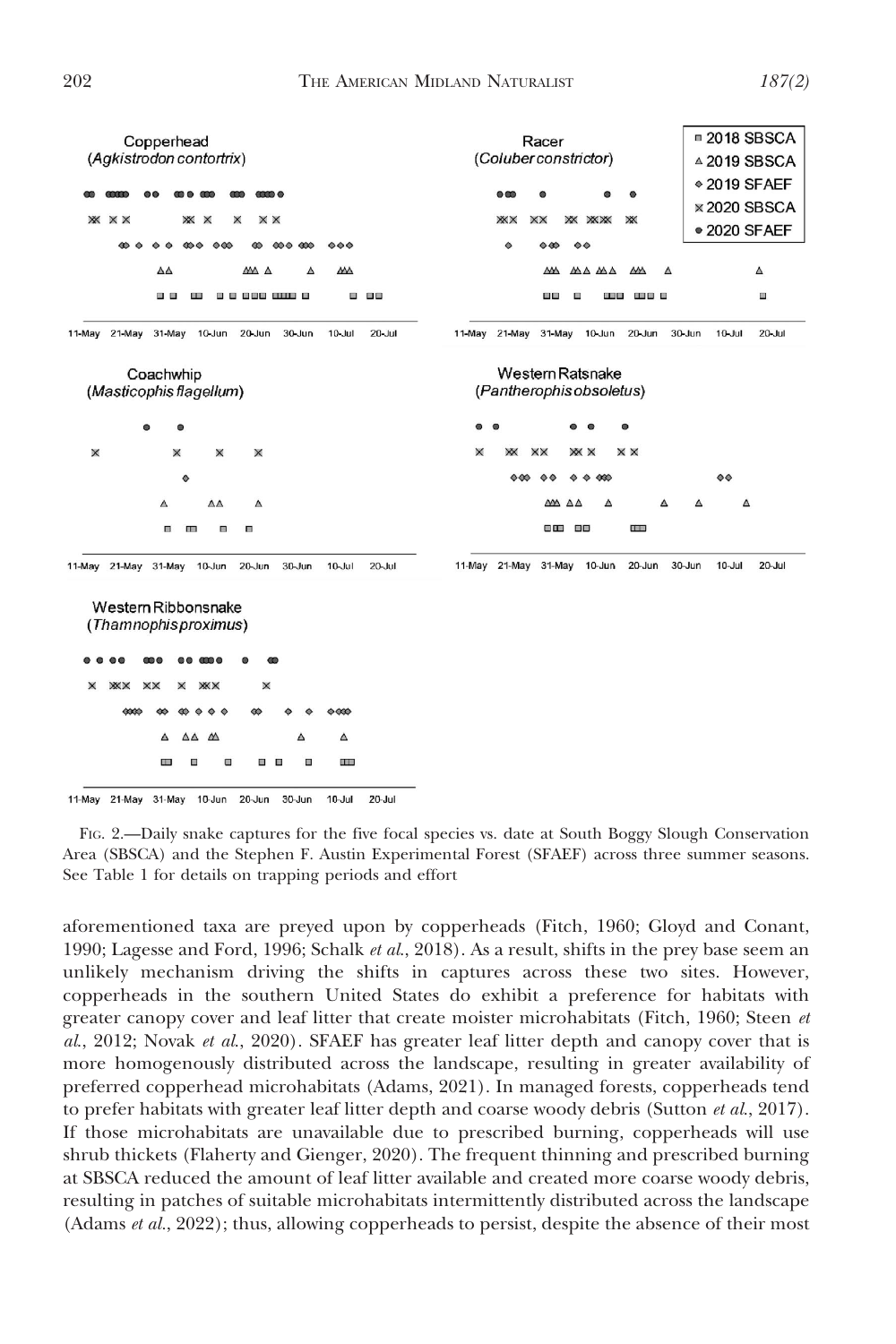FIG. 2.—Daily snake captures for the five focal species vs. date at South Boggy Slough Conservation Area (SBSCA) and the Stephen F. Austin Experimental Forest (SFAEF) across three summer seasons. See Table 1 for details on trapping periods and effort

aforementioned taxa are preyed upon by copperheads (Fitch, 1960; Gloyd and Conant, 1990; Lagesse and Ford, 1996; Schalk *et al.*, 2018). As a result, shifts in the prey base seem an unlikely mechanism driving the shifts in captures across these two sites. However, copperheads in the southern United States do exhibit a preference for habitats with greater canopy cover and leaf litter that create moister microhabitats (Fitch, 1960; Steen *et al.*, 2012; Novak *et al.*, 2020). SFAEF has greater leaf litter depth and canopy cover that is more homogenously distributed across the landscape, resulting in greater availability of preferred copperhead microhabitats (Adams, 2021). In managed forests, copperheads tend to prefer habitats with greater leaf litter depth and coarse woody debris (Sutton *et al.*, 2017). If those microhabitats are unavailable due to prescribed burning, copperheads will use shrub thickets (Flaherty and Gienger, 2020). The frequent thinning and prescribed burning at SBSCA reduced the amount of leaf litter available and created more coarse woody debris, resulting in patches of suitable microhabitats intermittently distributed across the landscape (Adams *et al.*, 2022); thus, allowing copperheads to persist, despite the absence of their most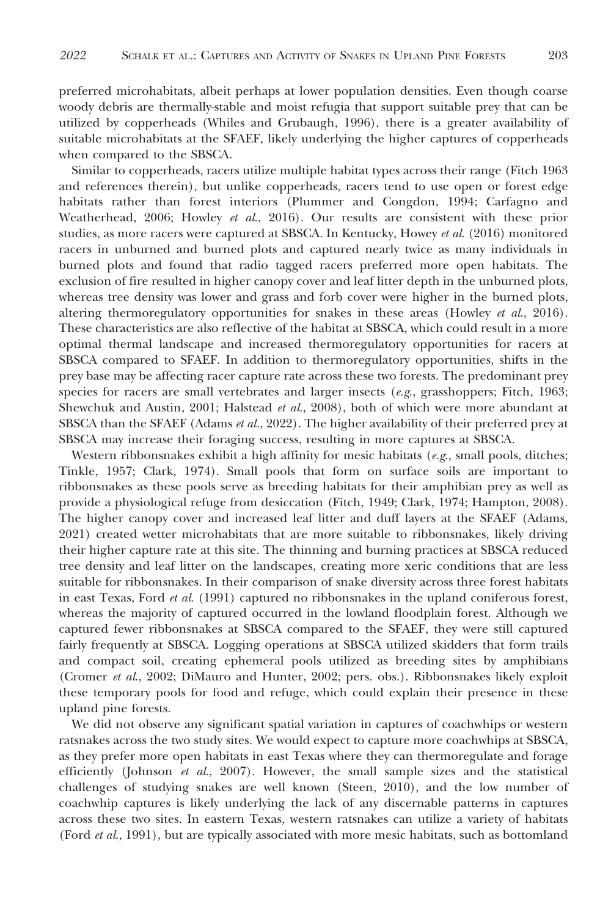preferred microhabitats, albeit perhaps at lower population densities. Even though coarse woody debris are thermally-stable and moist refugia that support suitable prey that can be utilized by copperheads (Whiles and Grubaugh, 1996), there is a greater availability of suitable microhabitats at the SFAEF, likely underlying the higher captures of copperheads when compared to the SBSCA.

Similar to copperheads, racers utilize multiple habitat types across their range (Fitch 1963 and references therein), but unlike copperheads, racers tend to use open or forest edge habitats rather than forest interiors (Plummer and Congdon, 1994; Carfagno and Weatherhead, 2006; Howley *et al.*, 2016). Our results are consistent with these prior studies, as more racers were captured at SBSCA. In Kentucky, Howey *et al.* (2016) monitored racers in unburned and burned plots and captured nearly twice as many individuals in burned plots and found that radio tagged racers preferred more open habitats. The exclusion of fire resulted in higher canopy cover and leaf litter depth in the unburned plots, whereas tree density was lower and grass and forb cover were higher in the burned plots, altering thermoregulatory opportunities for snakes in these areas (Howley *et al.*, 2016). These characteristics are also reflective of the habitat at SBSCA, which could result in a more optimal thermal landscape and increased thermoregulatory opportunities for racers at SBSCA compared to SFAEF. In addition to thermoregulatory opportunities, shifts in the prey base may be affecting racer capture rate across these two forests. The predominant prey species for racers are small vertebrates and larger insects (*e.g.*, grasshoppers; Fitch, 1963; Shewchuk and Austin, 2001; Halstead *et al.*, 2008), both of which were more abundant at SBSCA than the SFAEF (Adams *et al.*, 2022). The higher availability of their preferred prey at SBSCA may increase their foraging success, resulting in more captures at SBSCA.

Western ribbonsnakes exhibit a high affinity for mesic habitats (*e.g.*, small pools, ditches; Tinkle, 1957; Clark, 1974). Small pools that form on surface soils are important to ribbonsnakes as these pools serve as breeding habitats for their amphibian prey as well as provide a physiological refuge from desiccation (Fitch, 1949; Clark, 1974; Hampton, 2008). The higher canopy cover and increased leaf litter and duff layers at the SFAEF (Adams, 2021) created wetter microhabitats that are more suitable to ribbonsnakes, likely driving their higher capture rate at this site. The thinning and burning practices at SBSCA reduced tree density and leaf litter on the landscapes, creating more xeric conditions that are less suitable for ribbonsnakes. In their comparison of snake diversity across three forest habitats in east Texas, Ford *et al.* (1991) captured no ribbonsnakes in the upland coniferous forest, whereas the majority of captured occurred in the lowland floodplain forest. Although we captured fewer ribbonsnakes at SBSCA compared to the SFAEF, they were still captured fairly frequently at SBSCA. Logging operations at SBSCA utilized skidders that form trails and compact soil, creating ephemeral pools utilized as breeding sites by amphibians (Cromer *et al.*, 2002; DiMauro and Hunter, 2002; pers. obs.). Ribbonsnakes likely exploit these temporary pools for food and refuge, which could explain their presence in these upland pine forests.

We did not observe any significant spatial variation in captures of coachwhips or western ratsnakes across the two study sites. We would expect to capture more coachwhips at SBSCA, as they prefer more open habitats in east Texas where they can thermoregulate and forage efficiently (Johnson *et al.*, 2007). However, the small sample sizes and the statistical challenges of studying snakes are well known (Steen, 2010), and the low number of coachwhip captures is likely underlying the lack of any discernable patterns in captures across these two sites. In eastern Texas, western ratsnakes can utilize a variety of habitats (Ford *et al.*, 1991), but are typically associated with more mesic habitats, such as bottomland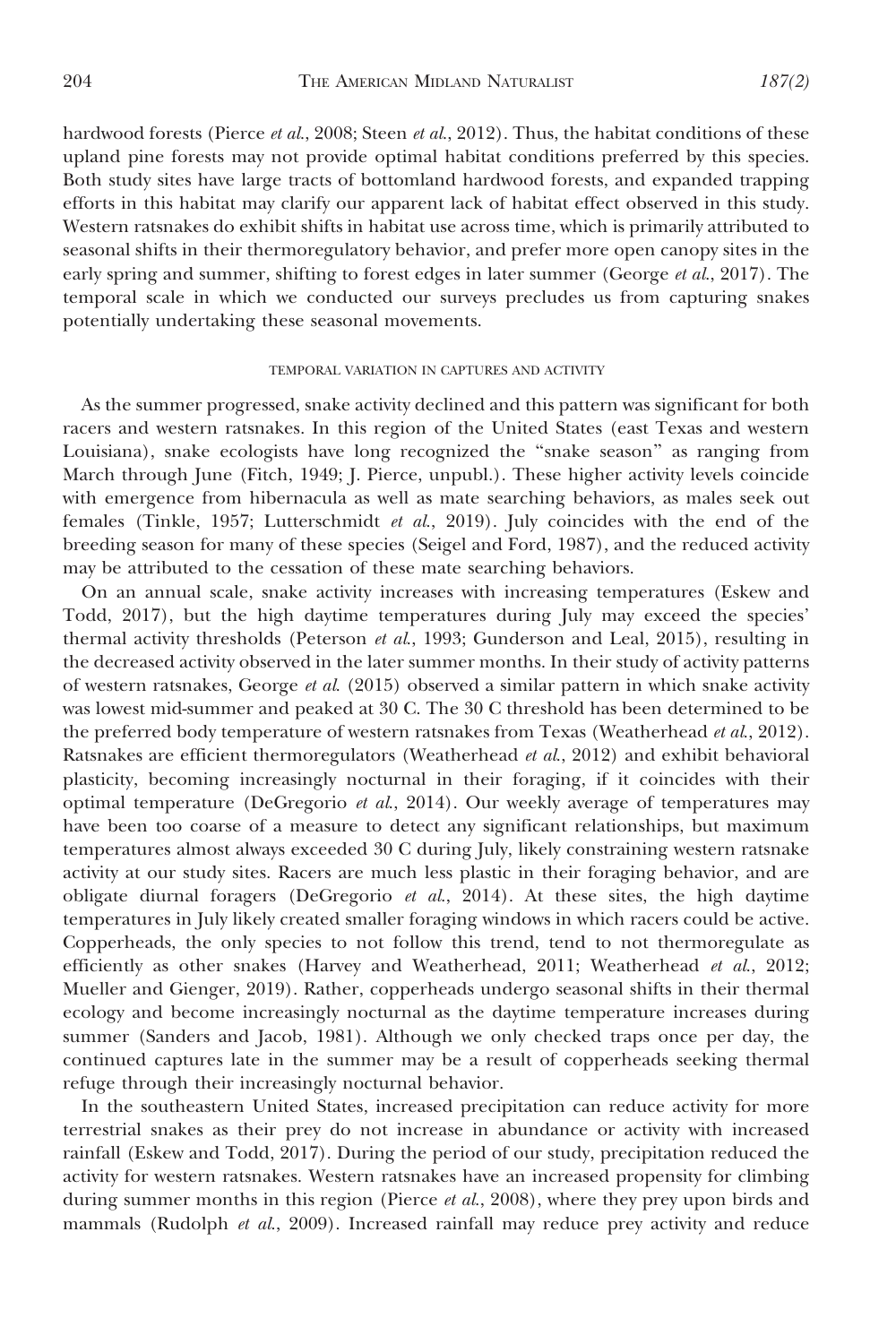hardwood forests (Pierce *et al.*, 2008; Steen *et al.*, 2012). Thus, the habitat conditions of these upland pine forests may not provide optimal habitat conditions preferred by this species. Both study sites have large tracts of bottomland hardwood forests, and expanded trapping efforts in this habitat may clarify our apparent lack of habitat effect observed in this study. Western ratsnakes do exhibit shifts in habitat use across time, which is primarily attributed to seasonal shifts in their thermoregulatory behavior, and prefer more open canopy sites in the early spring and summer, shifting to forest edges in later summer (George *et al.*, 2017). The temporal scale in which we conducted our surveys precludes us from capturing snakes potentially undertaking these seasonal movements.

### Temporal variation in captures and activity

As the summer progressed, snake activity declined and this pattern was significant for both racers and western ratsnakes. In this region of the United States (east Texas and western Louisiana), snake ecologists have long recognized the "snake season" as ranging from March through June (Fitch, 1949; J. Pierce, unpubl.). These higher activity levels coincide with emergence from hibernacula as well as mate searching behaviors, as males seek out females (Tinkle, 1957; Lutterschmidt *et al.*, 2019). July coincides with the end of the breeding season for many of these species (Seigel and Ford, 1987), and the reduced activity may be attributed to the cessation of these mate searching behaviors.

On an annual scale, snake activity increases with increasing temperatures (Eskew and Todd, 2017), but the high daytime temperatures during July may exceed the species' thermal activity thresholds (Peterson *et al.*, 1993; Gunderson and Leal, 2015), resulting in the decreased activity observed in the later summer months. In their study of activity patterns of western ratsnakes, George *et al.* (2015) observed a similar pattern in which snake activity was lowest mid-summer and peaked at 30 C. The 30 C threshold has been determined to be the preferred body temperature of western ratsnakes from Texas (Weatherhead *et al.*, 2012). Ratsnakes are efficient thermoregulators (Weatherhead *et al.*, 2012) and exhibit behavioral plasticity, becoming increasingly nocturnal in their foraging, if it coincides with their optimal temperature (DeGregorio *et al.*, 2014). Our weekly average of temperatures may have been too coarse of a measure to detect any significant relationships, but maximum temperatures almost always exceeded 30 C during July, likely constraining western ratsnake activity at our study sites. Racers are much less plastic in their foraging behavior, and are obligate diurnal foragers (DeGregorio *et al.*, 2014). At these sites, the high daytime temperatures in July likely created smaller foraging windows in which racers could be active. Copperheads, the only species to not follow this trend, tend to not thermoregulate as efficiently as other snakes (Harvey and Weatherhead, 2011; Weatherhead *et al.*, 2012; Mueller and Gienger, 2019). Rather, copperheads undergo seasonal shifts in their thermal ecology and become increasingly nocturnal as the daytime temperature increases during summer (Sanders and Jacob, 1981). Although we only checked traps once per day, the continued captures late in the summer may be a result of copperheads seeking thermal refuge through their increasingly nocturnal behavior.

In the southeastern United States, increased precipitation can reduce activity for more terrestrial snakes as their prey do not increase in abundance or activity with increased rainfall (Eskew and Todd, 2017). During the period of our study, precipitation reduced the activity for western ratsnakes. Western ratsnakes have an increased propensity for climbing during summer months in this region (Pierce *et al.*, 2008), where they prey upon birds and mammals (Rudolph *et al.*, 2009). Increased rainfall may reduce prey activity and reduce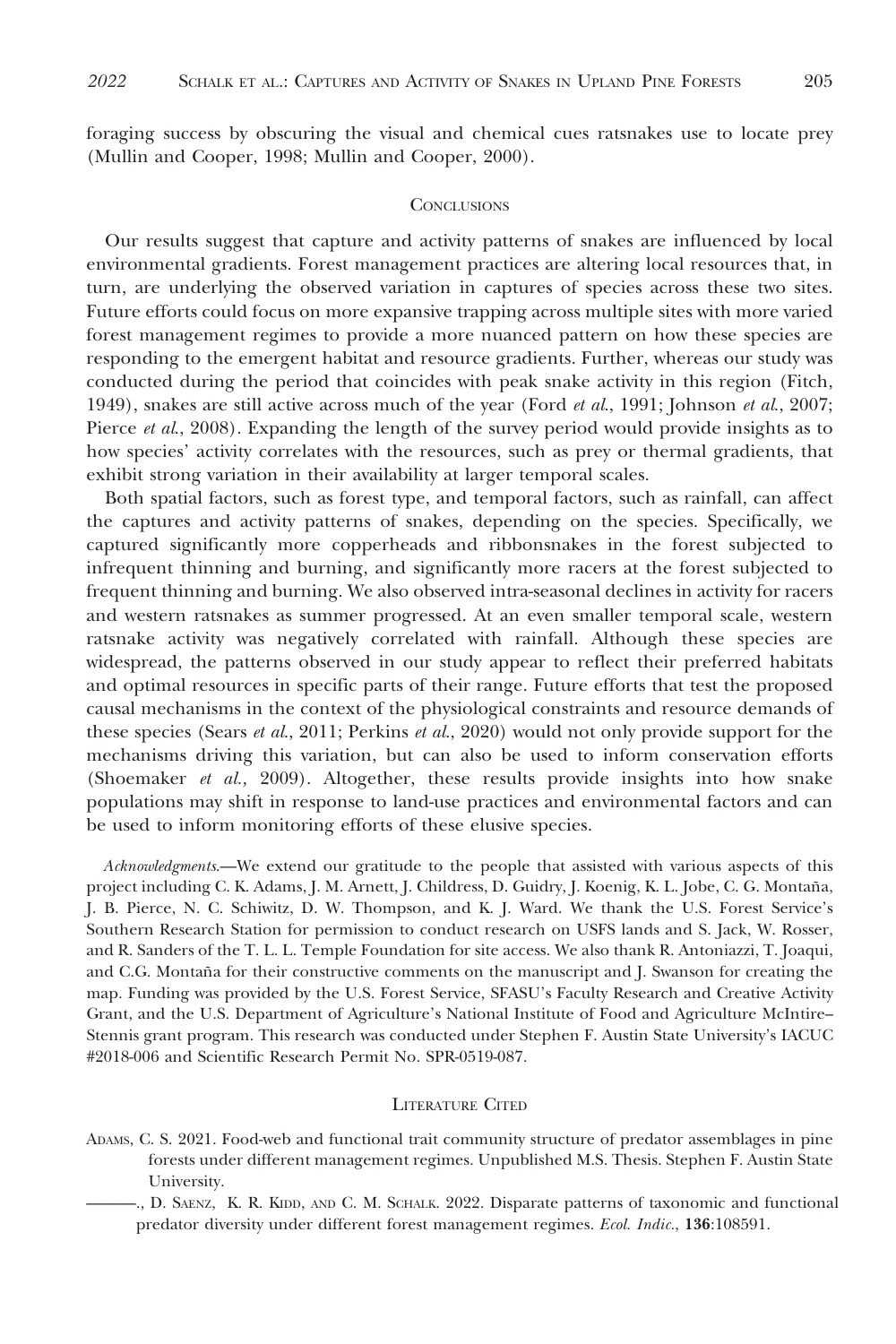foraging success by obscuring the visual and chemical cues ratsnakes use to locate prey (Mullin and Cooper, 1998; Mullin and Cooper, 2000).

## Conclusions

Our results suggest that capture and activity patterns of snakes are influenced by local environmental gradients. Forest management practices are altering local resources that, in turn, are underlying the observed variation in captures of species across these two sites. Future efforts could focus on more expansive trapping across multiple sites with more varied forest management regimes to provide a more nuanced pattern on how these species are responding to the emergent habitat and resource gradients. Further, whereas our study was conducted during the period that coincides with peak snake activity in this region (Fitch, 1949), snakes are still active across much of the year (Ford *et al.*, 1991; Johnson *et al.*, 2007; Pierce *et al.*, 2008). Expanding the length of the survey period would provide insights as to how species' activity correlates with the resources, such as prey or thermal gradients, that exhibit strong variation in their availability at larger temporal scales.

Both spatial factors, such as forest type, and temporal factors, such as rainfall, can affect the captures and activity patterns of snakes, depending on the species. Specifically, we captured significantly more copperheads and ribbonsnakes in the forest subjected to infrequent thinning and burning, and significantly more racers at the forest subjected to frequent thinning and burning. We also observed intra-seasonal declines in activity for racers and western ratsnakes as summer progressed. At an even smaller temporal scale, western ratsnake activity was negatively correlated with rainfall. Although these species are widespread, the patterns observed in our study appear to reflect their preferred habitats and optimal resources in specific parts of their range. Future efforts that test the proposed causal mechanisms in the context of the physiological constraints and resource demands of these species (Sears *et al.*, 2011; Perkins *et al.*, 2020) would not only provide support for the mechanisms driving this variation, but can also be used to inform conservation efforts (Shoemaker *et al.,* 2009). Altogether, these results provide insights into how snake populations may shift in response to land-use practices and environmental factors and can be used to inform monitoring efforts of these elusive species.

*Acknowledgments*.—We extend our gratitude to the people that assisted with various aspects of this project including C. K. Adams, J. M. Arnett, J. Childress, D. Guidry, J. Koenig, K. L. Jobe, C. G. Montaña, J. B. Pierce, N. C. Schiwitz, D. W. Thompson, and K. J. Ward. We thank the U.S. Forest Service's Southern Research Station for permission to conduct research on USFS lands and S. Jack, W. Rosser, and R. Sanders of the T. L. L. Temple Foundation for site access. We also thank R. Antoniazzi, T. Joaqui, and C.G. Montaña for their constructive comments on the manuscript and J. Swanson for creating the map. Funding was provided by the U.S. Forest Service, SFASU's Faculty Research and Creative Activity Grant, and the U.S. Department of Agriculture's National Institute of Food and Agriculture McIntire–Stennis grant program. This research was conducted under Stephen F. Austin State University's IACUC #2018-006 and Scientific Research Permit No. SPR-0519-087.

## Literature Cited

Adams, C. S. 2021. Food-web and functional trait community structure of predator assemblages in pine forests under different management regimes. Unpublished M.S. Thesis. Stephen F. Austin State University.

———., D. Saenz, K. R. Kidd, and C. M. Schalk. 2022. Disparate patterns of taxonomic and functional predator diversity under different forest management regimes. *Ecol. Indic.,* **136**:108591.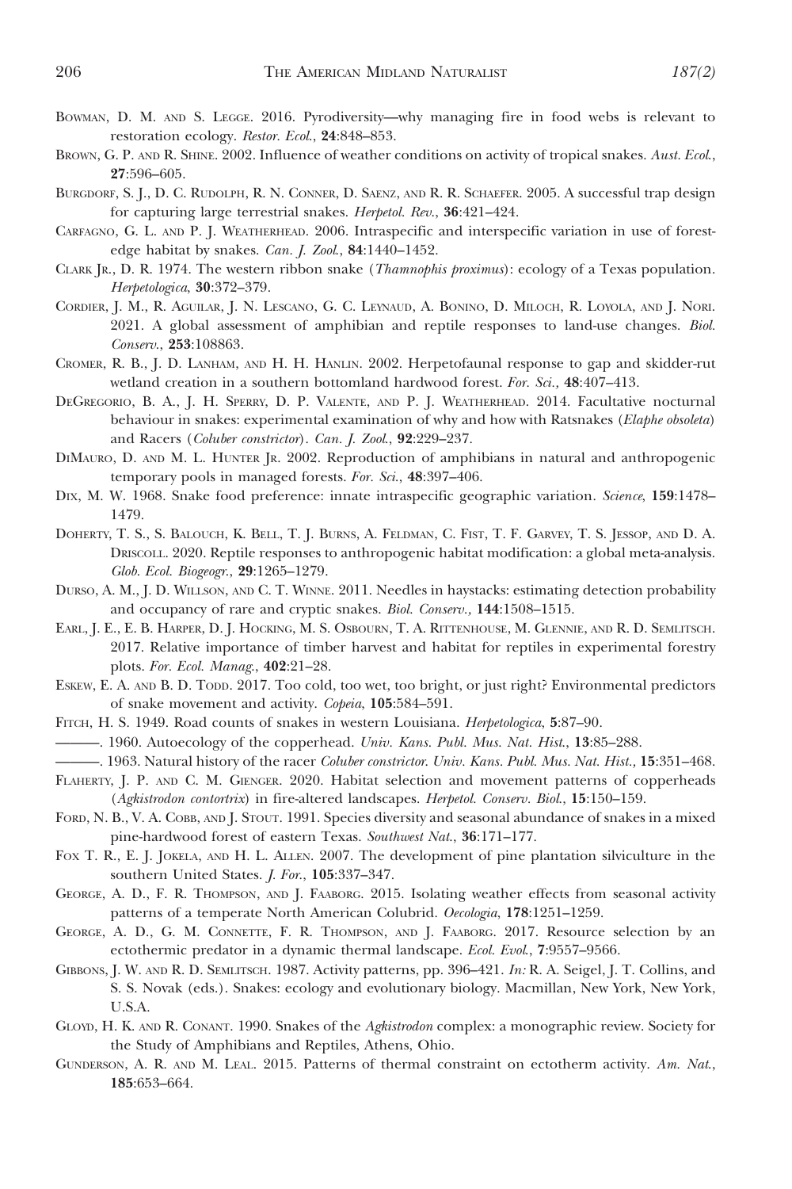Bowman, D. M. and S. Legge. 2016. Pyrodiversity—why managing fire in food webs is relevant to restoration ecology. *Restor. Ecol.*, **24**:848–853.

Brown, G. P. and R. Shine. 2002. Influence of weather conditions on activity of tropical snakes. *Aust. Ecol.*, **27**:596–605.

Burgdorf, S. J., D. C. Rudolph, R. N. Conner, D. Saenz, and R. R. Schaefer. 2005. A successful trap design for capturing large terrestrial snakes. *Herpetol. Rev.*, **36**:421–424.

Carfagno, G. L. and P. J. Weatherhead. 2006. Intraspecific and interspecific variation in use of forest-edge habitat by snakes. *Can. J. Zool.*, **84**:1440–1452.

Clark Jr., D. R. 1974. The western ribbon snake (*Thamnophis proximus*): ecology of a Texas population. *Herpetologica*, **30**:372–379.

Cordier, J. M., R. Aguilar, J. N. Lescano, G. C. Leynaud, A. Bonino, D. Miloch, R. Loyola, and J. Nori. 2021. A global assessment of amphibian and reptile responses to land-use changes. *Biol. Conserv.*, **253**:108863.

Cromer, R. B., J. D. Lanham, and H. H. Hanlin. 2002. Herpetofaunal response to gap and skidder-rut wetland creation in a southern bottomland hardwood forest. *For. Sci.,* **48**:407–413.

DeGregorio, B. A., J. H. Sperry, D. P. Valente, and P. J. Weatherhead. 2014. Facultative nocturnal behaviour in snakes: experimental examination of why and how with Ratsnakes (*Elaphe obsoleta*) and Racers (*Coluber constrictor*). *Can. J. Zool.*, **92**:229–237.

DiMauro, D. and M. L. Hunter Jr. 2002. Reproduction of amphibians in natural and anthropogenic temporary pools in managed forests. *For. Sci.*, **48**:397–406.

Dix, M. W. 1968. Snake food preference: innate intraspecific geographic variation. *Science*, **159**:1478–1479.

Doherty, T. S., S. Balouch, K. Bell, T. J. Burns, A. Feldman, C. Fist, T. F. Garvey, T. S. Jessop, and D. A. Driscoll. 2020. Reptile responses to anthropogenic habitat modification: a global meta-analysis. *Glob. Ecol. Biogeogr.*, **29**:1265–1279.

Durso, A. M., J. D. Willson, and C. T. Winne. 2011. Needles in haystacks: estimating detection probability and occupancy of rare and cryptic snakes. *Biol. Conserv.,* **144**:1508–1515.

Earl, J. E., E. B. Harper, D. J. Hocking, M. S. Osbourn, T. A. Rittenhouse, M. Glennie, and R. D. Semlitsch. 2017. Relative importance of timber harvest and habitat for reptiles in experimental forestry plots. *For. Ecol. Manag.*, **402**:21–28.

Eskew, E. A. and B. D. Todd. 2017. Too cold, too wet, too bright, or just right? Environmental predictors of snake movement and activity. *Copeia*, **105**:584–591.

Fitch, H. S. 1949. Road counts of snakes in western Louisiana. *Herpetologica,* **5**:87–90.

———. 1960. Autoecology of the copperhead. *Univ. Kans. Publ. Mus. Nat. Hist.*, **13**:85–288.

———. 1963. Natural history of the racer *Coluber constrictor. Univ. Kans. Publ. Mus. Nat. Hist.,* **15**:351–468.

Flaherty, J. P. and C. M. Gienger. 2020. Habitat selection and movement patterns of copperheads (*Agkistrodon contortrix*) in fire-altered landscapes. *Herpetol. Conserv. Biol.*, **15**:150–159.

Ford, N. B., V. A. Cobb, and J. Stout. 1991. Species diversity and seasonal abundance of snakes in a mixed pine-hardwood forest of eastern Texas. *Southwest Nat.*, **36**:171–177.

Fox T. R., E. J. Jokela, and H. L. Allen. 2007. The development of pine plantation silviculture in the southern United States. *J. For.*, **105**:337–347.

George, A. D., F. R. Thompson, and J. Faaborg. 2015. Isolating weather effects from seasonal activity patterns of a temperate North American Colubrid. *Oecologia*, **178**:1251–1259.

George, A. D., G. M. Connette, F. R. Thompson, and J. Faaborg. 2017. Resource selection by an ectothermic predator in a dynamic thermal landscape. *Ecol. Evol.*, **7**:9557–9566.

Gibbons, J. W. and R. D. Semlitsch. 1987. Activity patterns, pp. 396–421. *In:* R. A. Seigel, J. T. Collins, and S. S. Novak (eds.). Snakes: ecology and evolutionary biology. Macmillan, New York, New York, U.S.A.

Gloyd, H. K. and R. Conant. 1990. Snakes of the *Agkistrodon* complex: a monographic review. Society for the Study of Amphibians and Reptiles, Athens, Ohio.

Gunderson, A. R. and M. Leal. 2015. Patterns of thermal constraint on ectotherm activity. *Am. Nat.*, **185**:653–664.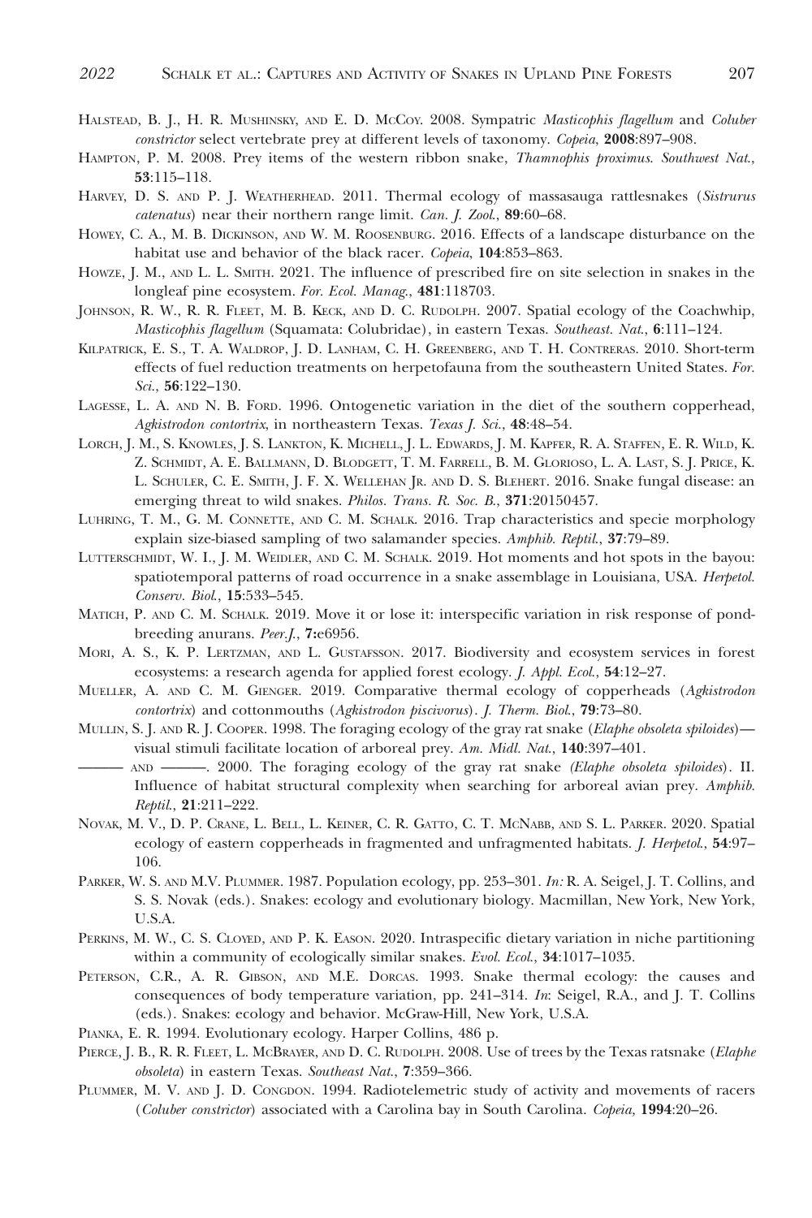Halstead, B. J., H. R. Mushinsky, and E. D. McCoy. 2008. Sympatric *Masticophis flagellum* and *Coluber constrictor* select vertebrate prey at different levels of taxonomy. *Copeia*, **2008**:897–908.

Hampton, P. M. 2008. Prey items of the western ribbon snake, *Thamnophis proximus*. *Southwest Nat.*, **53**:115–118.

Harvey, D. S. and P. J. Weatherhead. 2011. Thermal ecology of massasauga rattlesnakes (*Sistrurus catenatus*) near their northern range limit. *Can. J. Zool.*, **89**:60–68.

Howey, C. A., M. B. Dickinson, and W. M. Roosenburg. 2016. Effects of a landscape disturbance on the habitat use and behavior of the black racer. *Copeia*, **104**:853–863.

Howze, J. M., and L. L. Smith. 2021. The influence of prescribed fire on site selection in snakes in the longleaf pine ecosystem. *For. Ecol. Manag.*, **481**:118703.

Johnson, R. W., R. R. Fleet, M. B. Keck, and D. C. Rudolph. 2007. Spatial ecology of the Coachwhip, *Masticophis flagellum* (Squamata: Colubridae), in eastern Texas. *Southeast. Nat.*, **6**:111–124.

Kilpatrick, E. S., T. A. Waldrop, J. D. Lanham, C. H. Greenberg, and T. H. Contreras. 2010. Short-term effects of fuel reduction treatments on herpetofauna from the southeastern United States. *For. Sci.*, **56**:122–130.

Lagesse, L. A. and N. B. Ford. 1996. Ontogenetic variation in the diet of the southern copperhead, *Agkistrodon contortrix*, in northeastern Texas. *Texas J. Sci.*, **48**:48–54.

Lorch, J. M., S. Knowles, J. S. Lankton, K. Michell, J. L. Edwards, J. M. Kapfer, R. A. Staffen, E. R. Wild, K. Z. Schmidt, A. E. Ballmann, D. Blodgett, T. M. Farrell, B. M. Glorioso, L. A. Last, S. J. Price, K. L. Schuler, C. E. Smith, J. F. X. Wellehan Jr. and D. S. Blehert. 2016. Snake fungal disease: an emerging threat to wild snakes. *Philos. Trans. R. Soc. B.*, **371**:20150457.

Luhring, T. M., G. M. Connette, and C. M. Schalk. 2016. Trap characteristics and specie morphology explain size-biased sampling of two salamander species. *Amphib. Reptil.*, **37**:79–89.

Lutterschmidt, W. I., J. M. Weidler, and C. M. Schalk. 2019. Hot moments and hot spots in the bayou: spatiotemporal patterns of road occurrence in a snake assemblage in Louisiana, USA. *Herpetol. Conserv. Biol.*, **15**:533–545.

Matich, P. and C. M. Schalk. 2019. Move it or lose it: interspecific variation in risk response of pond-breeding anurans. *Peer.J.*, **7:**e6956.

Mori, A. S., K. P. Lertzman, and L. Gustafsson. 2017. Biodiversity and ecosystem services in forest ecosystems: a research agenda for applied forest ecology. *J. Appl. Ecol.*, **54**:12–27.

Mueller, A. and C. M. Gienger. 2019. Comparative thermal ecology of copperheads (*Agkistrodon contortrix*) and cottonmouths (*Agkistrodon piscivorus*). *J. Therm. Biol.*, **79**:73–80.

Mullin, S. J. and R. J. Cooper. 1998. The foraging ecology of the gray rat snake (*Elaphe obsoleta spiloides*)—visual stimuli facilitate location of arboreal prey. *Am. Midl. Nat.*, **140**:397–401.

——— and ———. 2000. The foraging ecology of the gray rat snake *(Elaphe obsoleta spiloides*). II. Influence of habitat structural complexity when searching for arboreal avian prey. *Amphib. Reptil.*, **21**:211–222.

Novak, M. V., D. P. Crane, L. Bell, L. Keiner, C. R. Gatto, C. T. McNabb, and S. L. Parker. 2020. Spatial ecology of eastern copperheads in fragmented and unfragmented habitats. *J. Herpetol.*, **54**:97–106.

Parker, W. S. and M.V. Plummer. 1987. Population ecology, pp. 253–301. *In:* R. A. Seigel, J. T. Collins, and S. S. Novak (eds.). Snakes: ecology and evolutionary biology. Macmillan, New York, New York, U.S.A.

Perkins, M. W., C. S. Cloyed, and P. K. Eason. 2020. Intraspecific dietary variation in niche partitioning within a community of ecologically similar snakes. *Evol. Ecol.*, **34**:1017–1035.

Peterson, C.R., A. R. Gibson, and M.E. Dorcas. 1993. Snake thermal ecology: the causes and consequences of body temperature variation, pp. 241–314. *In*: Seigel, R.A., and J. T. Collins (eds.). Snakes: ecology and behavior. McGraw-Hill, New York, U.S.A.

Pianka, E. R. 1994. Evolutionary ecology. Harper Collins, 486 p.

Pierce, J. B., R. R. Fleet, L. McBrayer, and D. C. Rudolph. 2008. Use of trees by the Texas ratsnake (*Elaphe obsoleta*) in eastern Texas. *Southeast Nat.*, **7**:359–366.

Plummer, M. V. and J. D. Congdon. 1994. Radiotelemetric study of activity and movements of racers (*Coluber constrictor*) associated with a Carolina bay in South Carolina. *Copeia*, **1994**:20–26.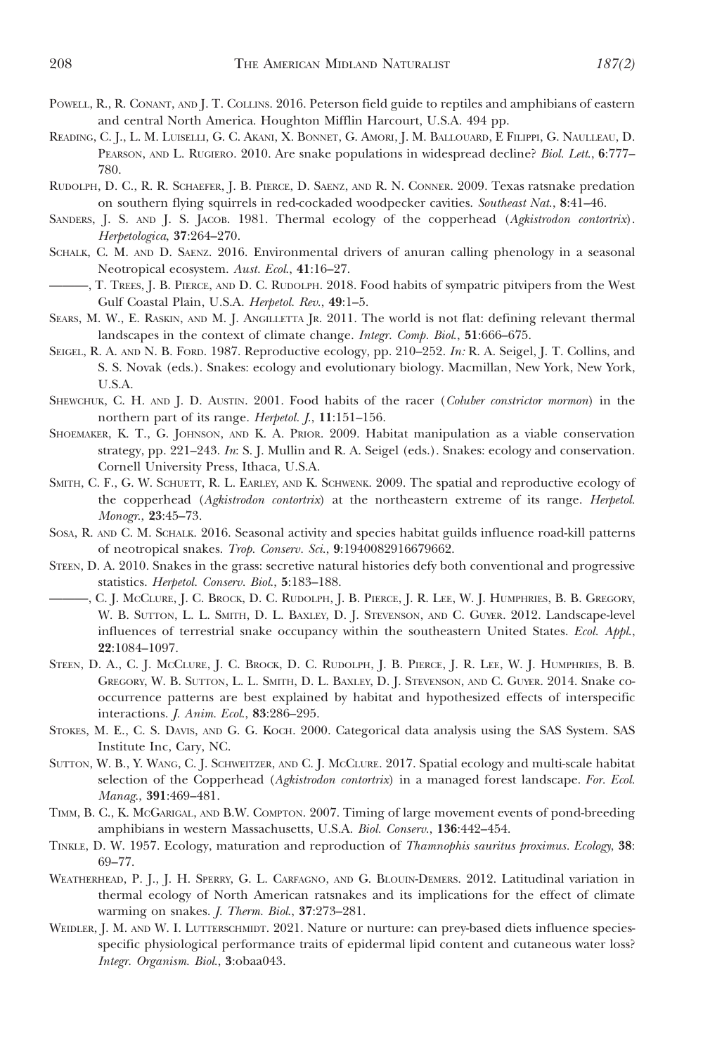Powell, R., R. Conant, and J. T. Collins. 2016. Peterson field guide to reptiles and amphibians of eastern and central North America. Houghton Mifflin Harcourt, U.S.A. 494 pp.

Reading, C. J., L. M. Luiselli, G. C. Akani, X. Bonnet, G. Amori, J. M. Ballouard, E Filippi, G. Naulleau, D. Pearson, and L. Rugiero. 2010. Are snake populations in widespread decline? *Biol. Lett.*, **6**:777–780.

Rudolph, D. C., R. R. Schaefer, J. B. Pierce, D. Saenz, and R. N. Conner. 2009. Texas ratsnake predation on southern flying squirrels in red-cockaded woodpecker cavities. *Southeast Nat.*, **8**:41–46.

Sanders, J. S. and J. S. Jacob. 1981. Thermal ecology of the copperhead (*Agkistrodon contortrix*). *Herpetologica*, **37**:264–270.

Schalk, C. M. and D. Saenz. 2016. Environmental drivers of anuran calling phenology in a seasonal Neotropical ecosystem. *Aust. Ecol.*, **41**:16–27.

———, T. Trees, J. B. Pierce, and D. C. Rudolph. 2018. Food habits of sympatric pitvipers from the West Gulf Coastal Plain, U.S.A. *Herpetol. Rev.*, **49**:1–5.

Sears, M. W., E. Raskin, and M. J. Angilletta Jr. 2011. The world is not flat: defining relevant thermal landscapes in the context of climate change. *Integr. Comp. Biol.*, **51**:666–675.

Seigel, R. A. and N. B. Ford. 1987. Reproductive ecology, pp. 210–252. *In:* R. A. Seigel, J. T. Collins, and S. S. Novak (eds.). Snakes: ecology and evolutionary biology. Macmillan, New York, New York, U.S.A.

Shewchuk, C. H. and J. D. Austin. 2001. Food habits of the racer (*Coluber constrictor mormon*) in the northern part of its range. *Herpetol. J.*, **11**:151–156.

Shoemaker, K. T., G. Johnson, and K. A. Prior. 2009. Habitat manipulation as a viable conservation strategy, pp. 221–243. *In*: S. J. Mullin and R. A. Seigel (eds.). Snakes: ecology and conservation. Cornell University Press, Ithaca, U.S.A.

Smith, C. F., G. W. Schuett, R. L. Earley, and K. Schwenk. 2009. The spatial and reproductive ecology of the copperhead (*Agkistrodon contortrix*) at the northeastern extreme of its range. *Herpetol. Monogr.*, **23**:45–73.

Sosa, R. and C. M. Schalk. 2016. Seasonal activity and species habitat guilds influence road-kill patterns of neotropical snakes. *Trop. Conserv. Sci.*, **9**:1940082916679662.

Steen, D. A. 2010. Snakes in the grass: secretive natural histories defy both conventional and progressive statistics. *Herpetol. Conserv. Biol.*, **5**:183–188.

———, C. J. McClure, J. C. Brock, D. C. Rudolph, J. B. Pierce, J. R. Lee, W. J. Humphries, B. B. Gregory, W. B. Sutton, L. L. Smith, D. L. Baxley, D. J. Stevenson, and C. Guyer. 2012. Landscape-level influences of terrestrial snake occupancy within the southeastern United States. *Ecol. Appl.*, **22**:1084–1097.

Steen, D. A., C. J. McClure, J. C. Brock, D. C. Rudolph, J. B. Pierce, J. R. Lee, W. J. Humphries, B. B. Gregory, W. B. Sutton, L. L. Smith, D. L. Baxley, D. J. Stevenson, and C. Guyer. 2014. Snake co-occurrence patterns are best explained by habitat and hypothesized effects of interspecific interactions. *J. Anim. Ecol.*, **83**:286–295.

Stokes, M. E., C. S. Davis, and G. G. Koch. 2000. Categorical data analysis using the SAS System. SAS Institute Inc, Cary, NC.

Sutton, W. B., Y. Wang, C. J. Schweitzer, and C. J. McClure. 2017. Spatial ecology and multi-scale habitat selection of the Copperhead (*Agkistrodon contortrix*) in a managed forest landscape. *For. Ecol. Manag.*, **391**:469–481.

Timm, B. C., K. McGarigal, and B.W. Compton. 2007. Timing of large movement events of pond-breeding amphibians in western Massachusetts, U.S.A. *Biol. Conserv.*, **136**:442–454.

Tinkle, D. W. 1957. Ecology, maturation and reproduction of *Thamnophis sauritus proximus*. *Ecology*, **38**: 69–77.

Weatherhead, P. J., J. H. Sperry, G. L. Carfagno, and G. Blouin-Demers. 2012. Latitudinal variation in thermal ecology of North American ratsnakes and its implications for the effect of climate warming on snakes. *J. Therm. Biol.*, **37**:273–281.

Weidler, J. M. and W. I. Lutterschmidt. 2021. Nature or nurture: can prey-based diets influence species-specific physiological performance traits of epidermal lipid content and cutaneous water loss? *Integr. Organism. Biol.*, **3**:obaa043.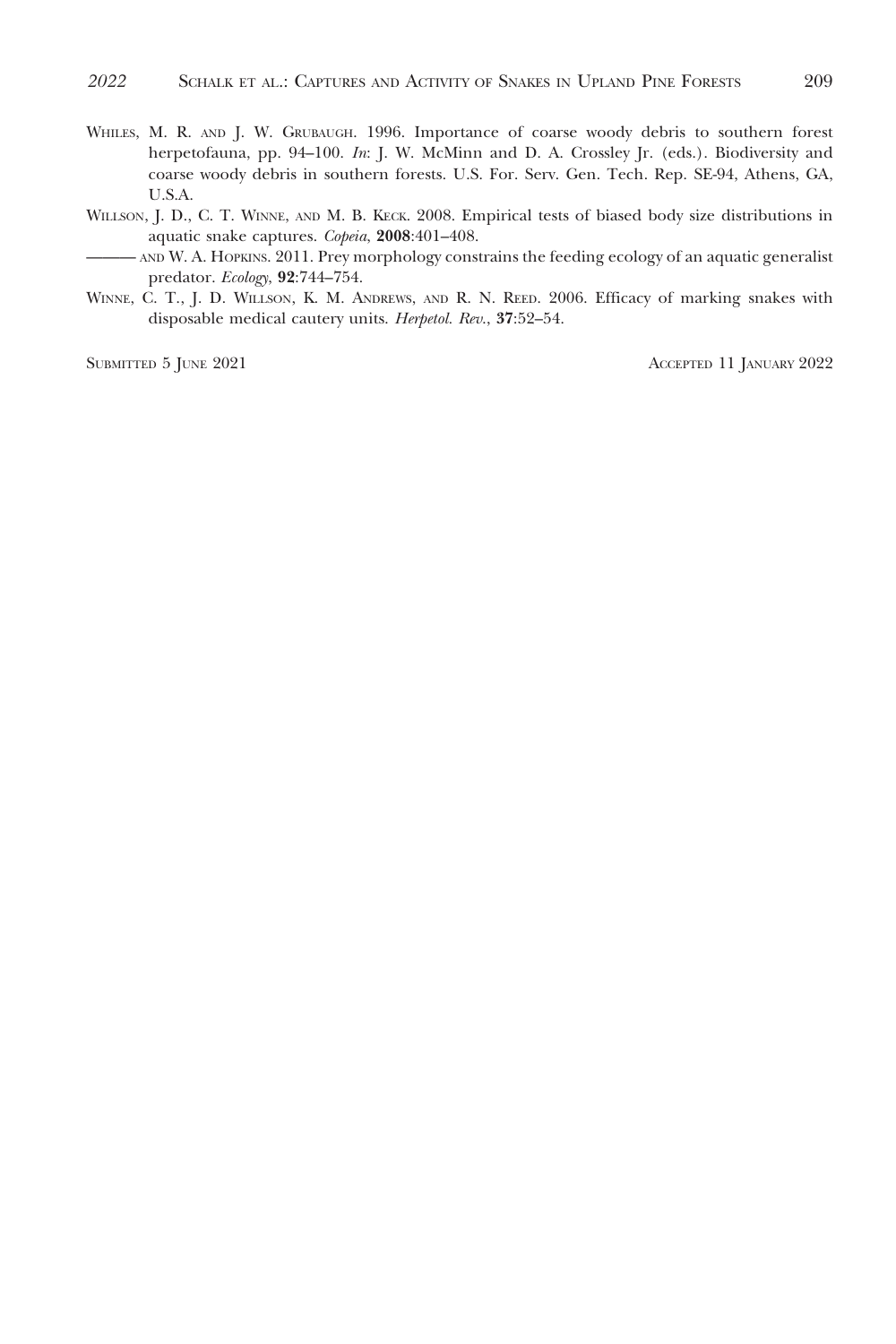Whiles, M. R. and J. W. Grubaugh. 1996. Importance of coarse woody debris to southern forest herpetofauna, pp. 94–100. *In*: J. W. McMinn and D. A. Crossley Jr. (eds.). Biodiversity and coarse woody debris in southern forests. U.S. For. Serv. Gen. Tech. Rep. SE-94, Athens, GA, U.S.A.

Willson, J. D., C. T. Winne, and M. B. Keck. 2008. Empirical tests of biased body size distributions in aquatic snake captures. *Copeia*, **2008**:401–408.

——— and W. A. Hopkins. 2011. Prey morphology constrains the feeding ecology of an aquatic generalist predator. *Ecology*, **92**:744–754.

Winne, C. T., J. D. Willson, K. M. Andrews, and R. N. Reed. 2006. Efficacy of marking snakes with disposable medical cautery units. *Herpetol. Rev.*, **37**:52–54.

Submitted 5 June 2021 Accepted 11 January 2022